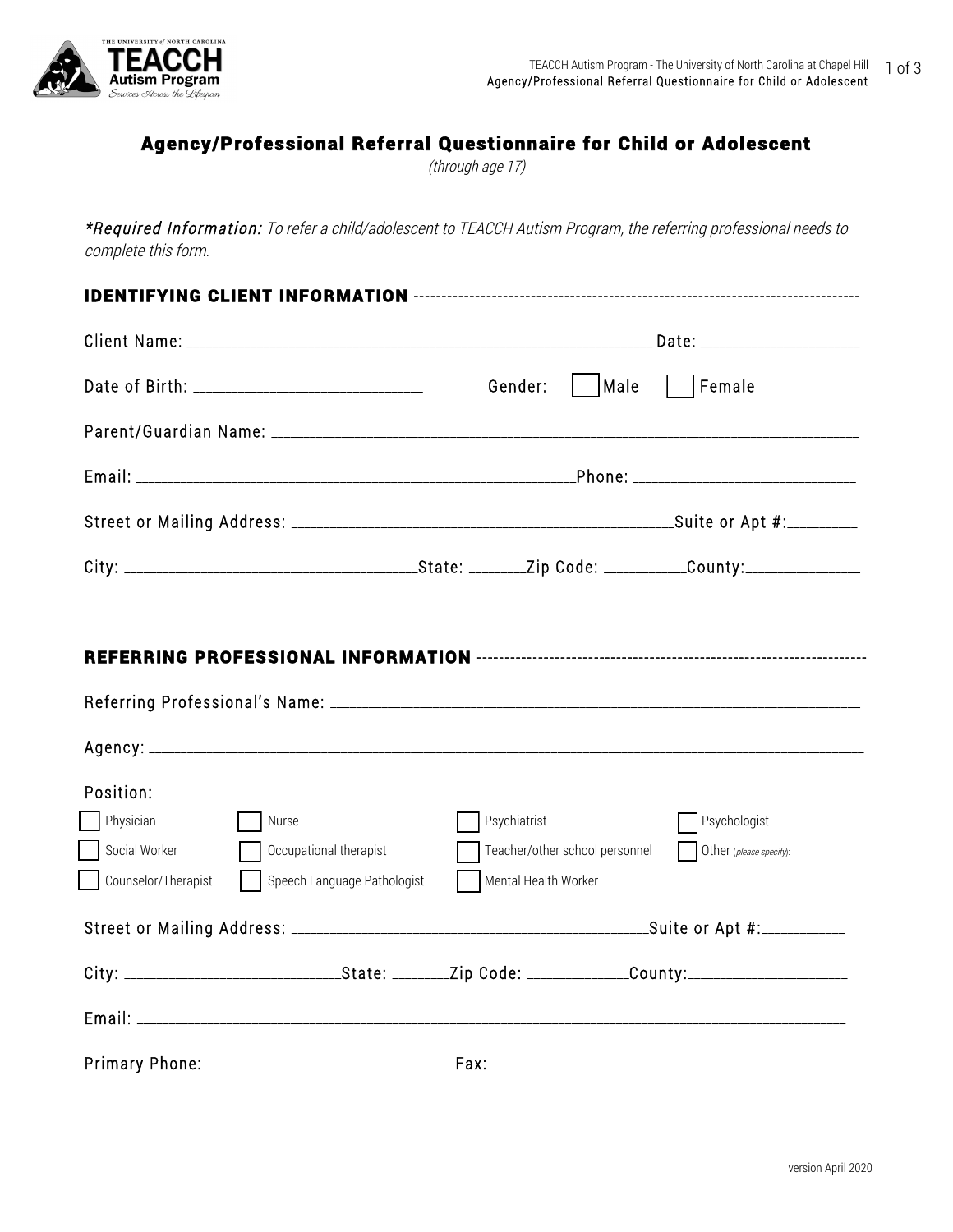# Agency/Professional Referral Questionnaire for Child or Adolescent

*(through age 17)*

*Required Information: *To refer a child/adolescent to TEACCH Autism Program, the referring professional needs to complete this form.*

## IDENTIFYING CLIENT INFORMATION

Client Name: ______________________________ Date: ______________

Date of Birth: ______________________ Gender: ☐ Male ☐ Female

Parent/Guardian Name: ______________________________

Email: ______________________________ Phone: ______________________

Street or Mailing Address: ______________________________ Suite or Apt #: ________

City: ______________________ State: ______ Zip Code: ________ County: ____________

## REFERRING PROFESSIONAL INFORMATION

Referring Professional's Name: ______________________________

Agency: ______________________________

Position:

☐ Physician ☐ Nurse ☐ Psychiatrist ☐ Psychologist

☐ Social Worker ☐ Occupational therapist ☐ Teacher/other school personnel ☐ Other (*please specify*):

☐ Counselor/Therapist ☐ Speech Language Pathologist ☐ Mental Health Worker

Street or Mailing Address: ______________________________ Suite or Apt #: ________

City: ______________________ State: ______ Zip Code: ________ County: ____________

Email: ______________________________

Primary Phone: ______________________ Fax: ______________________

version April 2020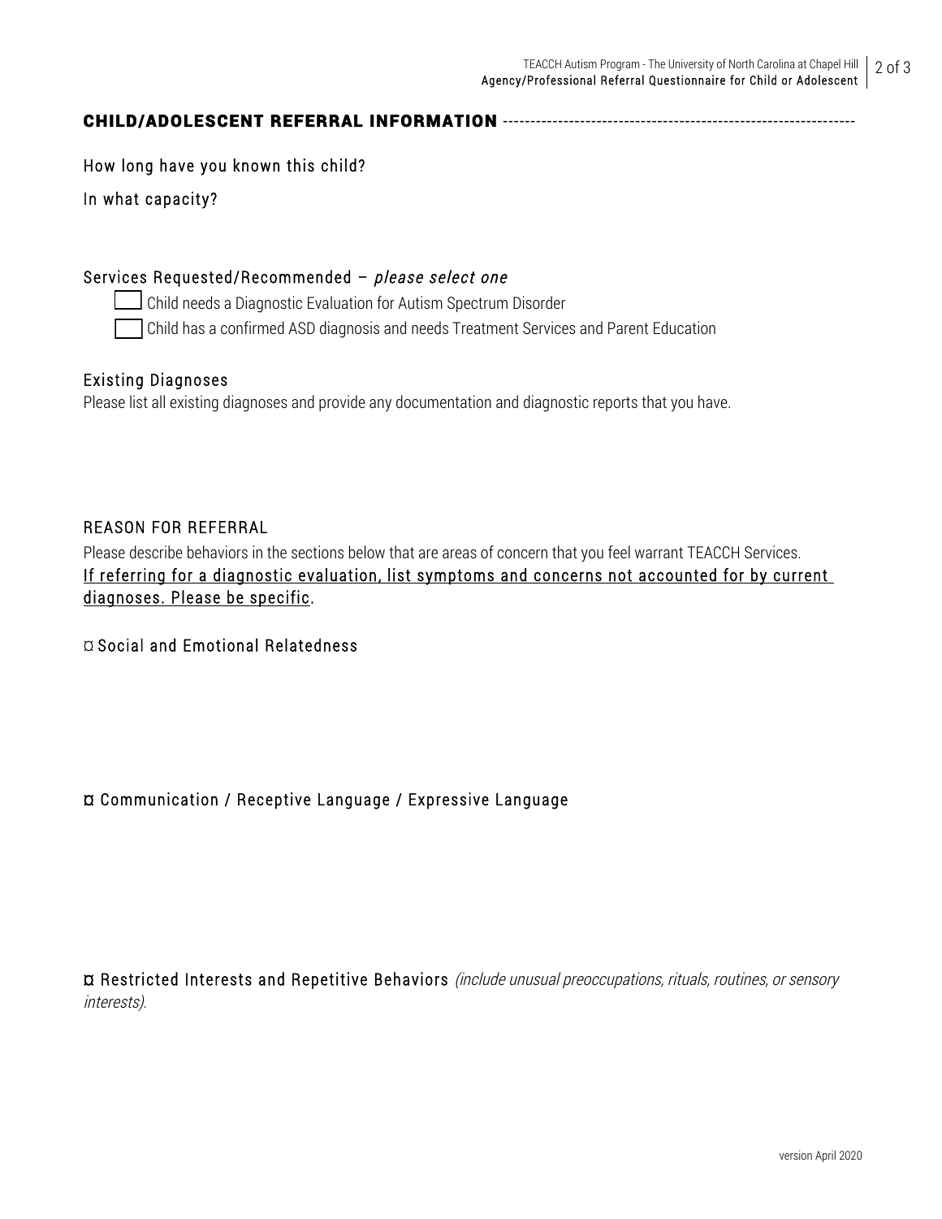## CHILD/ADOLESCENT REFERRAL INFORMATION

How long have you known this child?

In what capacity?

Services Requested/Recommended – *please select one*

- [ ] Child needs a Diagnostic Evaluation for Autism Spectrum Disorder
- [ ] Child has a confirmed ASD diagnosis and needs Treatment Services and Parent Education

### Existing Diagnoses

Please list all existing diagnoses and provide any documentation and diagnostic reports that you have.

### REASON FOR REFERRAL

Please describe behaviors in the sections below that are areas of concern that you feel warrant TEACCH Services.
<u>If referring for a diagnostic evaluation, list symptoms and concerns not accounted for by current diagnoses. Please be specific</u>.

¤ Social and Emotional Relatedness

¤ Communication / Receptive Language / Expressive Language

¤ Restricted Interests and Repetitive Behaviors *(include unusual preoccupations, rituals, routines, or sensory interests).*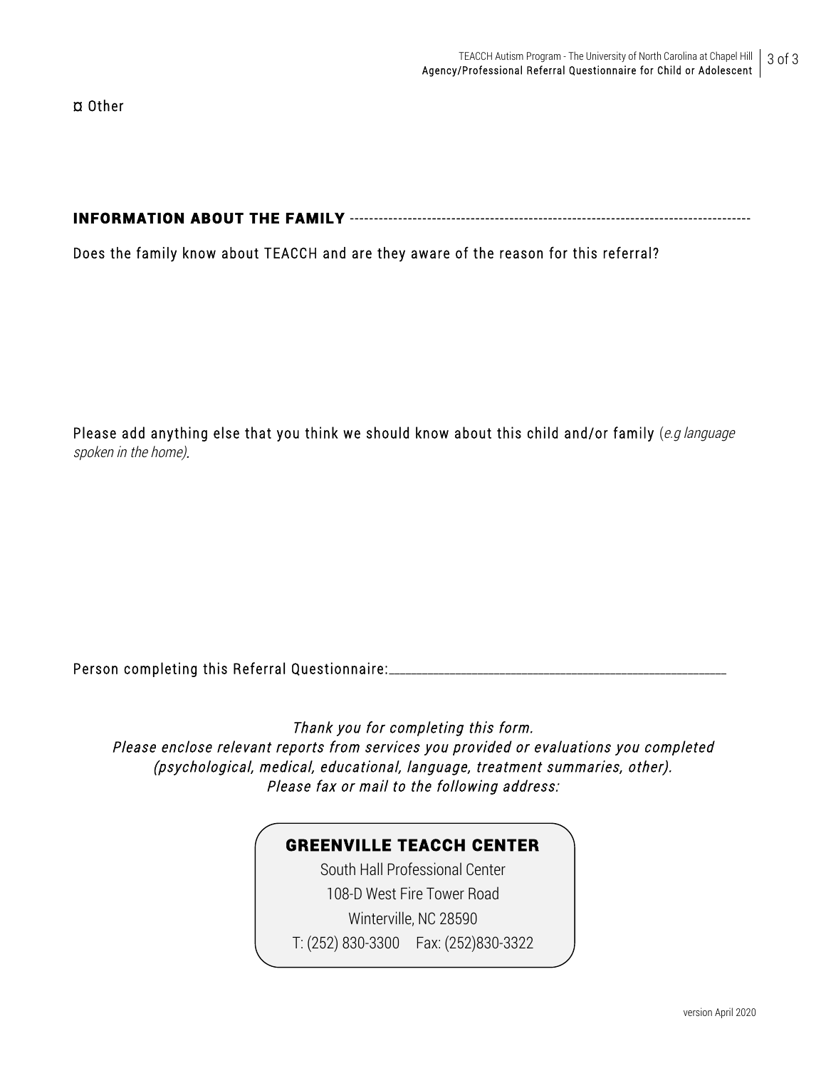¤ Other

## INFORMATION ABOUT THE FAMILY

Does the family know about TEACCH and are they aware of the reason for this referral?

Please add anything else that you think we should know about this child and/or family (*e.g language spoken in the home)*.

Person completing this Referral Questionnaire:________________________________________________

*Thank you for completing this form.*
*Please enclose relevant reports from services you provided or evaluations you completed (psychological, medical, educational, language, treatment summaries, other).*
*Please fax or mail to the following address:*

### GREENVILLE TEACCH CENTER

South Hall Professional Center
108-D West Fire Tower Road
Winterville, NC 28590
T: (252) 830-3300 Fax: (252)830-3322

version April 2020